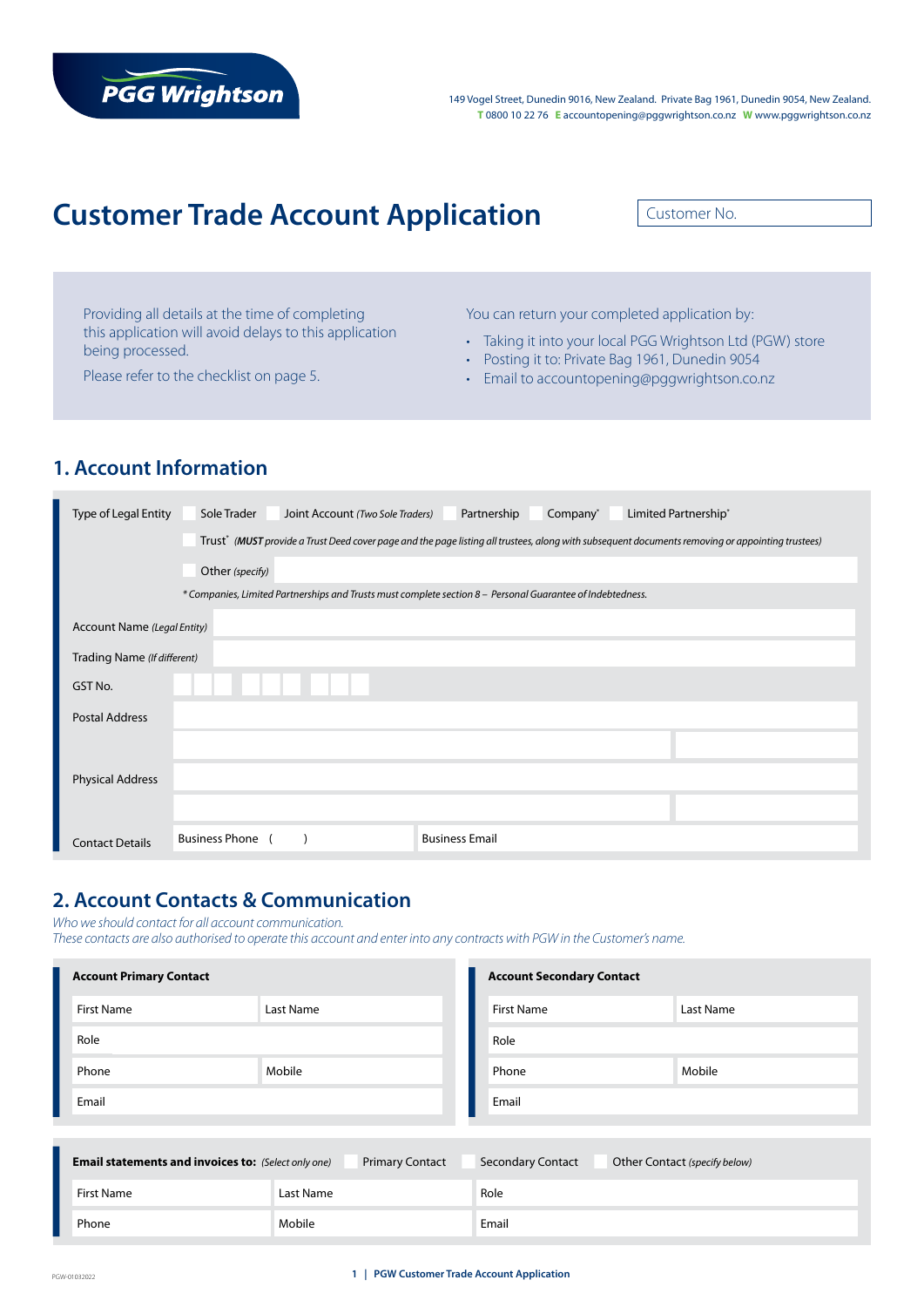PGG Wrightson

149 Vogel Street, Dunedin 9016, New Zealand. Private Bag 1961, Dunedin 9054, New Zealand.
**T** 0800 10 22 76 **E** accountopening@pggwrightson.co.nz **W** www.pggwrightson.co.nz

# Customer Trade Account Application

Customer No.

Providing all details at the time of completing this application will avoid delays to this application being processed.

Please refer to the checklist on page 5.

You can return your completed application by:

- Taking it into your local PGG Wrightson Ltd (PGW) store
- Posting it to: Private Bag 1961, Dunedin 9054
- Email to accountopening@pggwrightson.co.nz

## 1. Account Information

Type of Legal Entity: ☐ Sole Trader ☐ Joint Account *(Two Sole Traders)* ☐ Partnership ☐ Company* ☐ Limited Partnership*

☐ Trust* *(**MUST** provide a Trust Deed cover page and the page listing all trustees, along with subsequent documents removing or appointing trustees)*

☐ Other *(specify)*

*\* Companies, Limited Partnerships and Trusts must complete section 8 – Personal Guarantee of Indebtedness.*

| | |
|---|---|
| Account Name *(Legal Entity)* | |
| Trading Name *(If different)* | |
| GST No. | |
| Postal Address | |
| Physical Address | |
| Contact Details | Business Phone ( ) / Business Email |

## 2. Account Contacts & Communication

*Who we should contact for all account communication.*
*These contacts are also authorised to operate this account and enter into any contracts with PGW in the Customer's name.*

| **Account Primary Contact** | | **Account Secondary Contact** | |
|---|---|---|---|
| First Name | Last Name | First Name | Last Name |
| Role | | Role | |
| Phone | Mobile | Phone | Mobile |
| Email | | Email | |

**Email statements and invoices to:** *(Select only one)* ☐ Primary Contact ☐ Secondary Contact ☐ Other Contact *(specify below)*

| | | |
|---|---|---|
| First Name | Last Name | Role |
| Phone | Mobile | Email |

PGW-01032022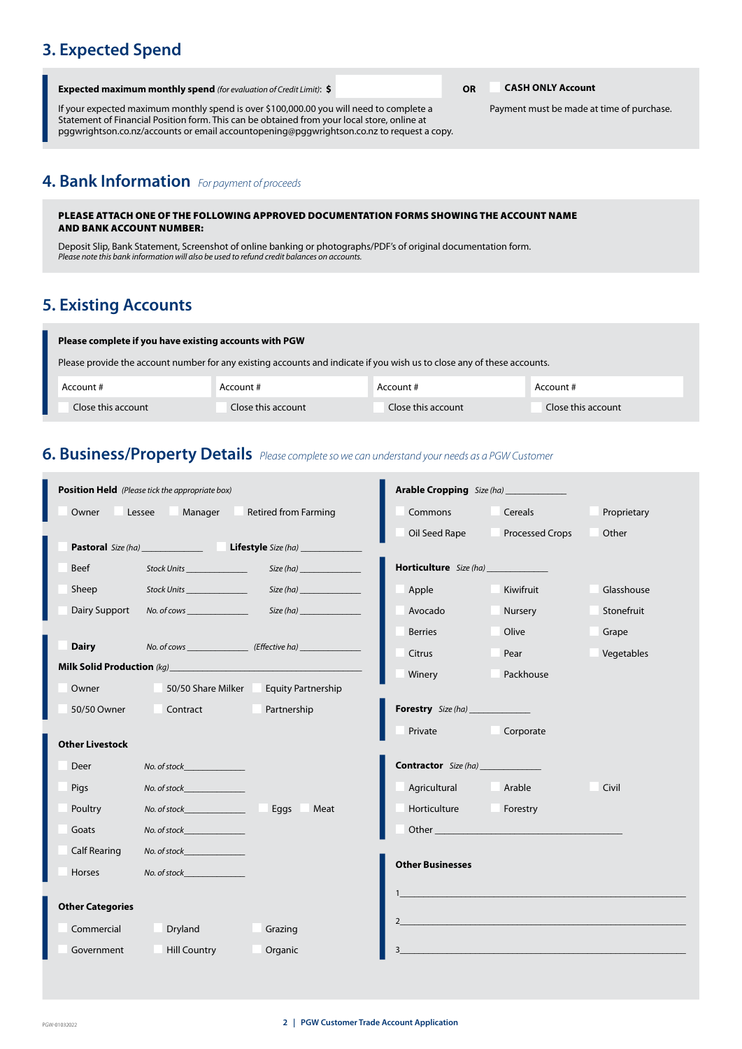## 3. Expected Spend

**Expected maximum monthly spend** *(for evaluation of Credit Limit)*: **$** ______________ **OR** ☐ **CASH ONLY Account**

If your expected maximum monthly spend is over $100,000.00 you will need to complete a Statement of Financial Position form. This can be obtained from your local store, online at pggwrightson.co.nz/accounts or email accountopening@pggwrightson.co.nz to request a copy.

Payment must be made at time of purchase.

## 4. Bank Information *For payment of proceeds*

**PLEASE ATTACH ONE OF THE FOLLOWING APPROVED DOCUMENTATION FORMS SHOWING THE ACCOUNT NAME AND BANK ACCOUNT NUMBER:**

Deposit Slip, Bank Statement, Screenshot of online banking or photographs/PDF's of original documentation form.
*Please note this bank information will also be used to refund credit balances on accounts.*

## 5. Existing Accounts

**Please complete if you have existing accounts with PGW**

Please provide the account number for any existing accounts and indicate if you wish us to close any of these accounts.

| Account # | Account # | Account # | Account # |
|---|---|---|---|
| ☐ Close this account | ☐ Close this account | ☐ Close this account | ☐ Close this account |

## 6. Business/Property Details *Please complete so we can understand your needs as a PGW Customer*

**Position Held** *(Please tick the appropriate box)*

☐ Owner ☐ Lessee ☐ Manager ☐ Retired from Farming

☐ **Pastoral** *Size (ha)* ______________ ☐ **Lifestyle** *Size (ha)* ______________

| | | |
|---|---|---|
| ☐ Beef | *Stock Units* ______________ | *Size (ha)* ______________ |
| ☐ Sheep | *Stock Units* ______________ | *Size (ha)* ______________ |
| ☐ Dairy Support | *No. of cows* ______________ | *Size (ha)* ______________ |

☐ **Dairy** *No. of cows* ______________ *(Effective ha)* ______________

**Milk Solid Production** *(kg)* ______________

☐ Owner ☐ 50/50 Share Milker ☐ Equity Partnership
☐ 50/50 Owner ☐ Contract ☐ Partnership

**Other Livestock**

| | | |
|---|---|---|
| ☐ Deer | *No. of stock* ______________ | |
| ☐ Pigs | *No. of stock* ______________ | |
| ☐ Poultry | *No. of stock* ______________ | ☐ Eggs ☐ Meat |
| ☐ Goats | *No. of stock* ______________ | |
| ☐ Calf Rearing | *No. of stock* ______________ | |
| ☐ Horses | *No. of stock* ______________ | |

**Other Categories**

☐ Commercial ☐ Dryland ☐ Grazing
☐ Government ☐ Hill Country ☐ Organic

**Arable Cropping** *Size (ha)* ______________

☐ Commons ☐ Cereals ☐ Proprietary
☐ Oil Seed Rape ☐ Processed Crops ☐ Other

**Horticulture** *Size (ha)* ______________

☐ Apple ☐ Kiwifruit ☐ Glasshouse
☐ Avocado ☐ Nursery ☐ Stonefruit
☐ Berries ☐ Olive ☐ Grape
☐ Citrus ☐ Pear ☐ Vegetables
☐ Winery ☐ Packhouse

**Forestry** *Size (ha)* ______________

☐ Private ☐ Corporate

**Contractor** *Size (ha)* ______________

☐ Agricultural ☐ Arable ☐ Civil
☐ Horticulture ☐ Forestry
☐ Other ______________________________

**Other Businesses**

1. ______________________________
2. ______________________________
3. ______________________________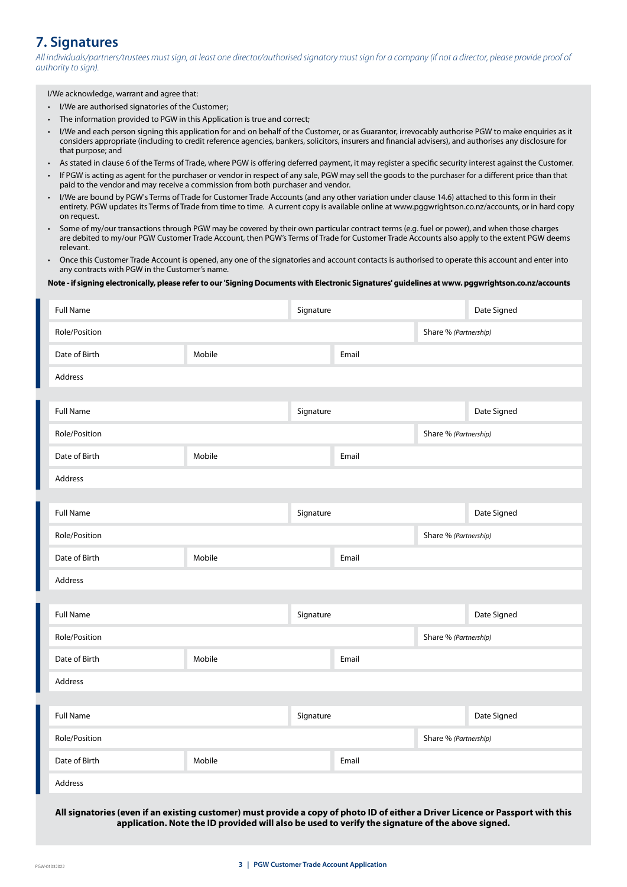## 7. Signatures

*All individuals/partners/trustees must sign, at least one director/authorised signatory must sign for a company (if not a director, please provide proof of authority to sign).*

I/We acknowledge, warrant and agree that:

- I/We are authorised signatories of the Customer;
- The information provided to PGW in this Application is true and correct;
- I/We and each person signing this application for and on behalf of the Customer, or as Guarantor, irrevocably authorise PGW to make enquiries as it considers appropriate (including to credit reference agencies, bankers, solicitors, insurers and financial advisers), and authorises any disclosure for that purpose; and
- As stated in clause 6 of the Terms of Trade, where PGW is offering deferred payment, it may register a specific security interest against the Customer.
- If PGW is acting as agent for the purchaser or vendor in respect of any sale, PGW may sell the goods to the purchaser for a different price than that paid to the vendor and may receive a commission from both purchaser and vendor.
- I/We are bound by PGW's Terms of Trade for Customer Trade Accounts (and any other variation under clause 14.6) attached to this form in their entirety. PGW updates its Terms of Trade from time to time. A current copy is available online at www.pggwrightson.co.nz/accounts, or in hard copy on request.
- Some of my/our transactions through PGW may be covered by their own particular contract terms (e.g. fuel or power), and when those charges are debited to my/our PGW Customer Trade Account, then PGW's Terms of Trade for Customer Trade Accounts also apply to the extent PGW deems relevant.
- Once this Customer Trade Account is opened, any one of the signatories and account contacts is authorised to operate this account and enter into any contracts with PGW in the Customer's name.

**Note - if signing electronically, please refer to our 'Signing Documents with Electronic Signatures' guidelines at www. pggwrightson.co.nz/accounts**

| Full Name | | Signature | | Date Signed |
|---|---|---|---|---|
| Role/Position | | | Share % *(Partnership)* | |
| Date of Birth | Mobile | Email | | |
| Address | | | | |

| Full Name | | Signature | | Date Signed |
|---|---|---|---|---|
| Role/Position | | | Share % *(Partnership)* | |
| Date of Birth | Mobile | Email | | |
| Address | | | | |

| Full Name | | Signature | | Date Signed |
|---|---|---|---|---|
| Role/Position | | | Share % *(Partnership)* | |
| Date of Birth | Mobile | Email | | |
| Address | | | | |

| Full Name | | Signature | | Date Signed |
|---|---|---|---|---|
| Role/Position | | | Share % *(Partnership)* | |
| Date of Birth | Mobile | Email | | |
| Address | | | | |

| Full Name | | Signature | | Date Signed |
|---|---|---|---|---|
| Role/Position | | | Share % *(Partnership)* | |
| Date of Birth | Mobile | Email | | |
| Address | | | | |

**All signatories (even if an existing customer) must provide a copy of photo ID of either a Driver Licence or Passport with this application. Note the ID provided will also be used to verify the signature of the above signed.**

PGW-01032022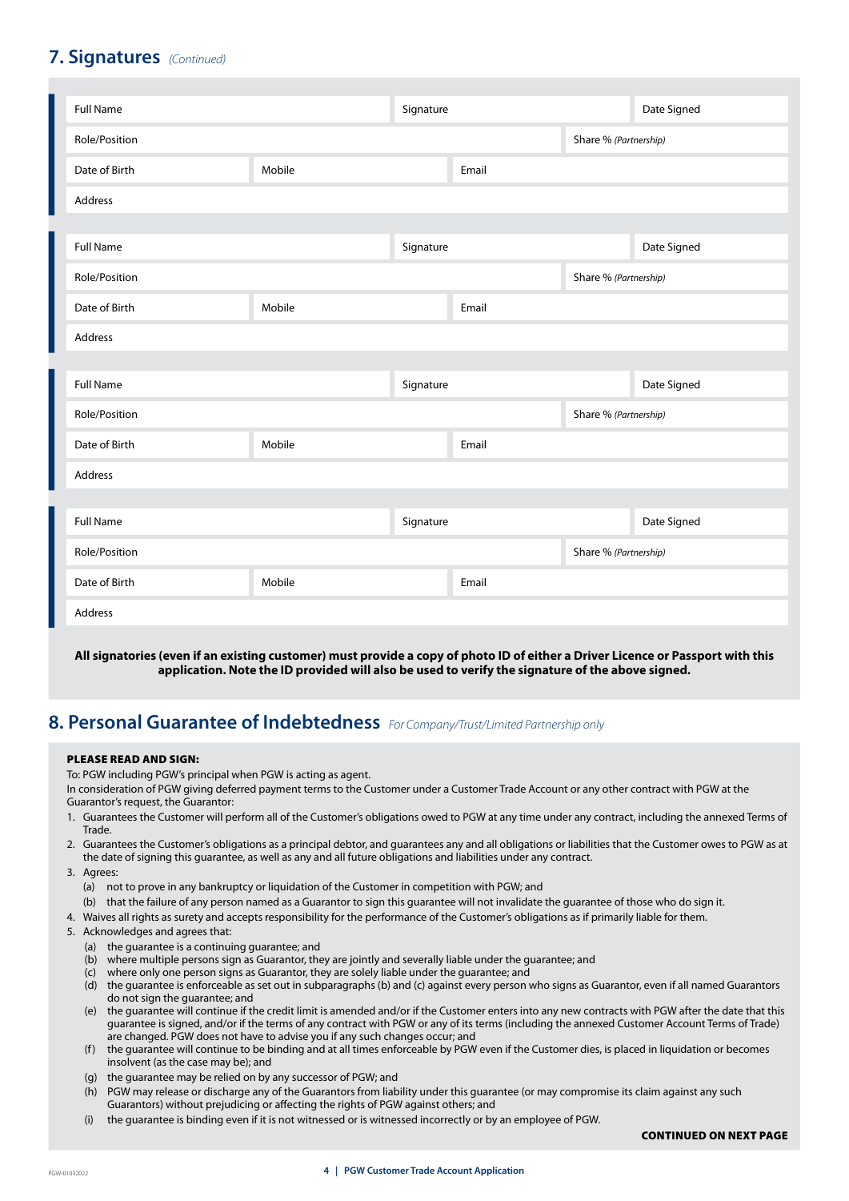## 7. Signatures *(Continued)*

| Full Name | | Signature | | Date Signed |
|---|---|---|---|---|
| Role/Position | | | Share % *(Partnership)* | |
| Date of Birth | Mobile | Email | | |
| Address | | | | |

| Full Name | | Signature | | Date Signed |
|---|---|---|---|---|
| Role/Position | | | Share % *(Partnership)* | |
| Date of Birth | Mobile | Email | | |
| Address | | | | |

| Full Name | | Signature | | Date Signed |
|---|---|---|---|---|
| Role/Position | | | Share % *(Partnership)* | |
| Date of Birth | Mobile | Email | | |
| Address | | | | |

| Full Name | | Signature | | Date Signed |
|---|---|---|---|---|
| Role/Position | | | Share % *(Partnership)* | |
| Date of Birth | Mobile | Email | | |
| Address | | | | |

**All signatories (even if an existing customer) must provide a copy of photo ID of either a Driver Licence or Passport with this application. Note the ID provided will also be used to verify the signature of the above signed.**

## 8. Personal Guarantee of Indebtedness *For Company/Trust/Limited Partnership only*

**PLEASE READ AND SIGN:**

To: PGW including PGW's principal when PGW is acting as agent.

In consideration of PGW giving deferred payment terms to the Customer under a Customer Trade Account or any other contract with PGW at the Guarantor's request, the Guarantor:

1. Guarantees the Customer will perform all of the Customer's obligations owed to PGW at any time under any contract, including the annexed Terms of Trade.
2. Guarantees the Customer's obligations as a principal debtor, and guarantees any and all obligations or liabilities that the Customer owes to PGW as at the date of signing this guarantee, as well as any and all future obligations and liabilities under any contract.
3. Agrees:
   - (a) not to prove in any bankruptcy or liquidation of the Customer in competition with PGW; and
   - (b) that the failure of any person named as a Guarantor to sign this guarantee will not invalidate the guarantee of those who do sign it.
4. Waives all rights as surety and accepts responsibility for the performance of the Customer's obligations as if primarily liable for them.
5. Acknowledges and agrees that:
   - (a) the guarantee is a continuing guarantee; and
   - (b) where multiple persons sign as Guarantor, they are jointly and severally liable under the guarantee; and
   - (c) where only one person signs as Guarantor, they are solely liable under the guarantee; and
   - (d) the guarantee is enforceable as set out in subparagraphs (b) and (c) against every person who signs as Guarantor, even if all named Guarantors do not sign the guarantee; and
   - (e) the guarantee will continue if the credit limit is amended and/or if the Customer enters into any new contracts with PGW after the date that this guarantee is signed, and/or if the terms of any contract with PGW or any of its terms (including the annexed Customer Account Terms of Trade) are changed. PGW does not have to advise you if any such changes occur; and
   - (f) the guarantee will continue to be binding and at all times enforceable by PGW even if the Customer dies, is placed in liquidation or becomes insolvent (as the case may be); and
   - (g) the guarantee may be relied on by any successor of PGW; and
   - (h) PGW may release or discharge any of the Guarantors from liability under this guarantee (or may compromise its claim against any such Guarantors) without prejudicing or affecting the rights of PGW against others; and
   - (i) the guarantee is binding even if it is not witnessed or is witnessed incorrectly or by an employee of PGW.

**CONTINUED ON NEXT PAGE**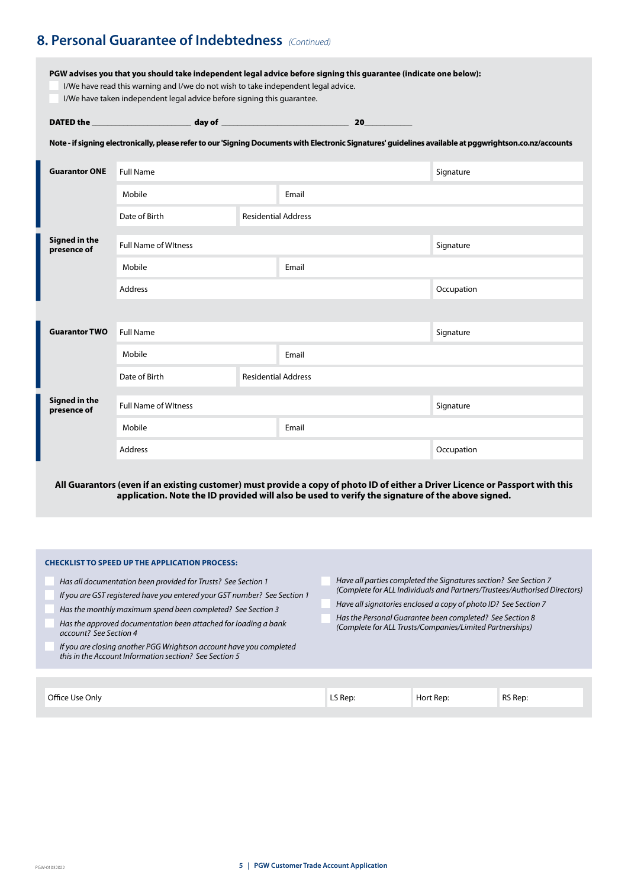# 8. Personal Guarantee of Indebtedness *(Continued)*

**PGW advises you that you should take independent legal advice before signing this guarantee (indicate one below):**

- ☐ I/We have read this warning and I/we do not wish to take independent legal advice.
- ☐ I/We have taken independent legal advice before signing this guarantee.

**DATED the** ______________________ **day of** ____________________________ **20**__________

**Note - if signing electronically, please refer to our 'Signing Documents with Electronic Signatures' guidelines available at pggwrightson.co.nz/accounts**

| | | | |
|---|---|---|---|
| **Guarantor ONE** | Full Name | | Signature |
| | Mobile | Email | |
| | Date of Birth | Residential Address | |
| **Signed in the presence of** | Full Name of WItness | | Signature |
| | Mobile | Email | |
| | Address | | Occupation |

| | | | |
|---|---|---|---|
| **Guarantor TWO** | Full Name | | Signature |
| | Mobile | Email | |
| | Date of Birth | Residential Address | |
| **Signed in the presence of** | Full Name of WItness | | Signature |
| | Mobile | Email | |
| | Address | | Occupation |

**All Guarantors (even if an existing customer) must provide a copy of photo ID of either a Driver Licence or Passport with this application. Note the ID provided will also be used to verify the signature of the above signed.**

**CHECKLIST TO SPEED UP THE APPLICATION PROCESS:**

- ☐ *Has all documentation been provided for Trusts? See Section 1*
- ☐ *If you are GST registered have you entered your GST number? See Section 1*
- ☐ *Has the monthly maximum spend been completed? See Section 3*
- ☐ *Has the approved documentation been attached for loading a bank account? See Section 4*
- ☐ *If you are closing another PGG Wrightson account have you completed this in the Account Information section? See Section 5*
- ☐ *Have all parties completed the Signatures section? See Section 7 (Complete for ALL Individuals and Partners/Trustees/Authorised Directors)*
- ☐ *Have all signatories enclosed a copy of photo ID? See Section 7*
- ☐ *Has the Personal Guarantee been completed? See Section 8 (Complete for ALL Trusts/Companies/Limited Partnerships)*

| Office Use Only | LS Rep: | Hort Rep: | RS Rep: |
|---|---|---|---|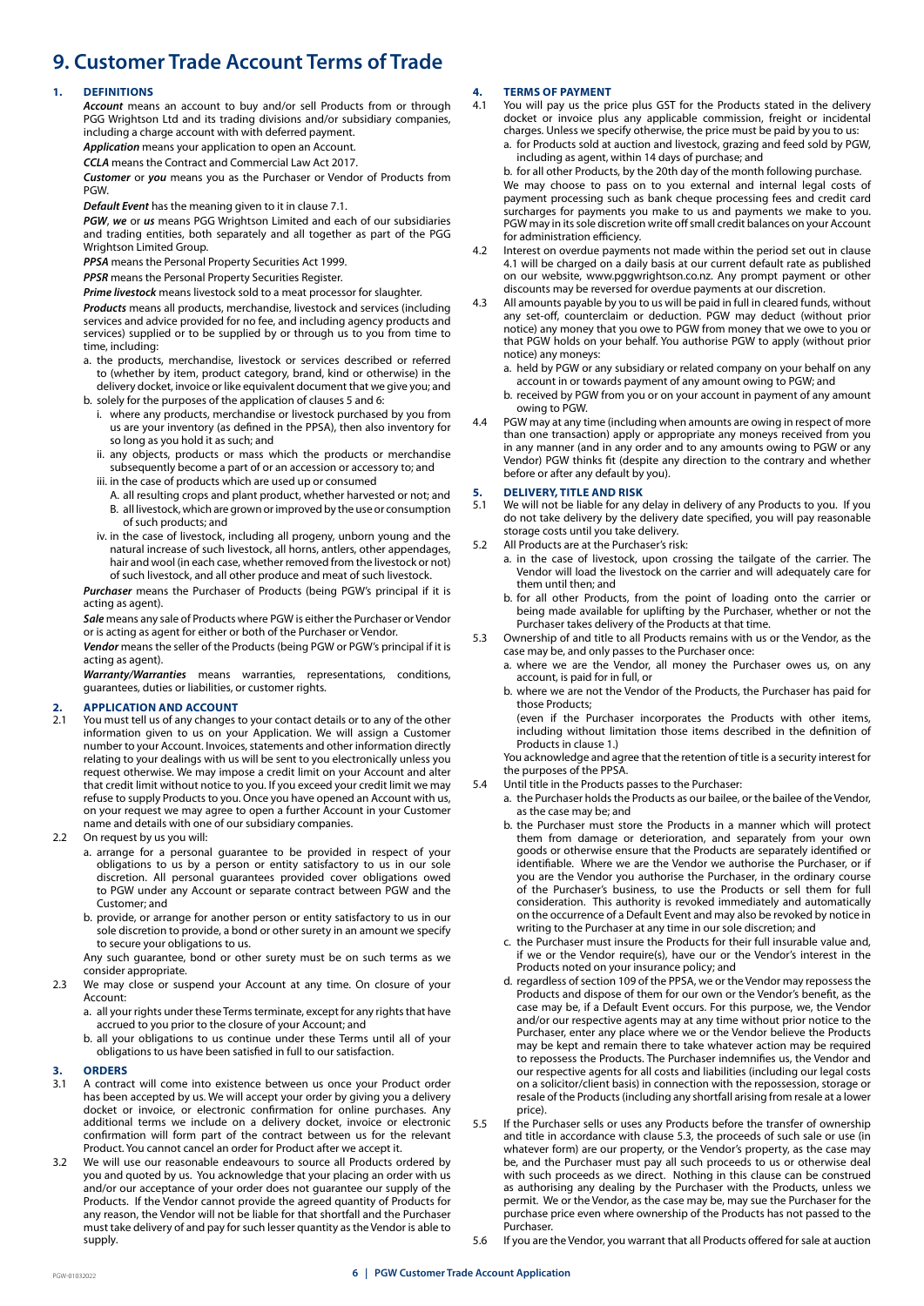# 9. Customer Trade Account Terms of Trade

## 1. DEFINITIONS

***Account*** means an account to buy and/or sell Products from or through PGG Wrightson Ltd and its trading divisions and/or subsidiary companies, including a charge account with deferred payment.

***Application*** means your application to open an Account.

***CCLA*** means the Contract and Commercial Law Act 2017.

***Customer*** or ***you*** means you as the Purchaser or Vendor of Products from PGW.

***Default Event*** has the meaning given to it in clause 7.1.

***PGW***, ***we*** or ***us*** means PGG Wrightson Limited and each of our subsidiaries and trading entities, both separately and all together as part of the PGG Wrightson Limited Group.

***PPSA*** means the Personal Property Securities Act 1999.

***PPSR*** means the Personal Property Securities Register.

***Prime livestock*** means livestock sold to a meat processor for slaughter.

***Products*** means all products, merchandise, livestock and services (including services and advice provided for no fee, and including agency products and services) supplied or to be supplied by or through us to you from time to time, including:

a. the products, merchandise, livestock or services described or referred to (whether by item, product category, brand, kind or otherwise) in the delivery docket, invoice or like equivalent document that we give you; and

b. solely for the purposes of the application of clauses 5 and 6:

i. where any products, merchandise or livestock purchased by you from us are your inventory (as defined in the PPSA), then also inventory for so long as you hold it as such; and

ii. any objects, products or mass which the products or merchandise subsequently become a part of or an accession or accessory to; and

iii. in the case of products which are used up or consumed

A. all resulting crops and plant product, whether harvested or not; and

B. all livestock, which are grown or improved by the use or consumption of such products; and

iv. in the case of livestock, including all progeny, unborn young and the natural increase of such livestock, all horns, antlers, other appendages, hair and wool (in each case, whether removed from the livestock or not) of such livestock, and all other produce and meat of such livestock.

***Purchaser*** means the Purchaser of Products (being PGW's principal if it is acting as agent).

***Sale*** means any sale of Products where PGW is either the Purchaser or Vendor or is acting as agent for either or both of the Purchaser or Vendor.

***Vendor*** means the seller of the Products (being PGW or PGW's principal if it is acting as agent).

***Warranty/Warranties*** means warranties, representations, conditions, guarantees, duties or liabilities, or customer rights.

## 2. APPLICATION AND ACCOUNT

2.1 You must tell us of any changes to your contact details or to any of the other information given to us on your Application. We will assign a Customer number to your Account. Invoices, statements and other information directly relating to your dealings with us will be sent to you electronically unless you request otherwise. We may impose a credit limit on your Account and alter that credit limit without notice to you. If you exceed your credit limit we may refuse to supply Products to you. Once you have opened an Account with us, on your request we may agree to open a further Account in your Customer name and details with one of our subsidiary companies.

2.2 On request by us you will:

a. arrange for a personal guarantee to be provided in respect of your obligations to us by a person or entity satisfactory to us in our sole discretion. All personal guarantees provided cover obligations owed to PGW under any Account or separate contract between PGW and the Customer; and

b. provide, or arrange for another person or entity satisfactory to us in our sole discretion to provide, a bond or other surety in an amount we specify to secure your obligations to us.

Any such guarantee, bond or other surety must be on such terms as we consider appropriate.

2.3 We may close or suspend your Account at any time. On closure of your Account:

a. all your rights under these Terms terminate, except for any rights that have accrued to you prior to the closure of your Account; and

b. all your obligations to us continue under these Terms until all of your obligations to us have been satisfied in full to our satisfaction.

## 3. ORDERS

3.1 A contract will come into existence between us once your Product order has been accepted by us. We will accept your order by giving you a delivery docket or invoice, or electronic confirmation for online purchases. Any additional terms we include on a delivery docket, invoice or electronic confirmation will form part of the contract between us for the relevant Product. You cannot cancel an order for Product after we accept it.

3.2 We will use our reasonable endeavours to source all Products ordered by you and quoted by us. You acknowledge that your placing an order with us and/or our acceptance of your order does not guarantee our supply of the Products. If the Vendor cannot provide the agreed quantity of Products for any reason, the Vendor will not be liable for that shortfall and the Purchaser must take delivery of and pay for such lesser quantity as the Vendor is able to supply.

## 4. TERMS OF PAYMENT

4.1 You will pay us the price plus GST for the Products stated in the delivery docket or invoice plus any applicable commission, freight or incidental charges. Unless we specify otherwise, the price must be paid by you to us:

a. for Products sold at auction and livestock, grazing and feed sold by PGW, including as agent, within 14 days of purchase; and

b. for all other Products, by the 20th day of the month following purchase.

We may choose to pass on to you external and internal legal costs of payment processing such as bank cheque processing fees and credit card surcharges for payments you make to us and payments we make to you. PGW may in its sole discretion write off small credit balances on your Account for administration efficiency.

4.2 Interest on overdue payments not made within the period set out in clause 4.1 will be charged on a daily basis at our current default rate as published on our website, www.pggwrightson.co.nz. Any prompt payment or other discounts may be reversed for overdue payments at our discretion.

4.3 All amounts payable by you to us will be paid in full in cleared funds, without any set-off, counterclaim or deduction. PGW may deduct (without prior notice) any money that you owe to PGW from money that we owe to you or that PGW holds on your behalf. You authorise PGW to apply (without prior notice) any moneys:

a. held by PGW or any subsidiary or related company on your behalf on any account in or towards payment of any amount owing to PGW; and

b. received by PGW from you or on your account in payment of any amount owing to PGW.

4.4 PGW may at any time (including when amounts are owing in respect of more than one transaction) apply or appropriate any moneys received from you in any manner (and in any order and to any amounts owing to PGW or any Vendor) PGW thinks fit (despite any direction to the contrary and whether before or after any default by you).

## 5. DELIVERY, TITLE AND RISK

5.1 We will not be liable for any delay in delivery of any Products to you. If you do not take delivery by the delivery date specified, you will pay reasonable storage costs until you take delivery.

5.2 All Products are at the Purchaser's risk:

a. in the case of livestock, upon crossing the tailgate of the carrier. The Vendor will load the livestock on the carrier and will adequately care for them until then; and

b. for all other Products, from the point of loading onto the carrier or being made available for uplifting by the Purchaser, whether or not the Purchaser takes delivery of the Products at that time.

5.3 Ownership of and title to all Products remains with us or the Vendor, as the case may be, and only passes to the Purchaser once:

a. where we are the Vendor, all money the Purchaser owes us, on any account, is paid for in full, or

b. where we are not the Vendor of the Products, the Purchaser has paid for those Products;

(even if the Purchaser incorporates the Products with other items, including without limitation those items described in the definition of Products in clause 1.)

You acknowledge and agree that the retention of title is a security interest for the purposes of the PPSA.

5.4 Until title in the Products passes to the Purchaser:

a. the Purchaser holds the Products as our bailee, or the bailee of the Vendor, as the case may be; and

b. the Purchaser must store the Products in a manner which will protect them from damage or deterioration, and separately from your own goods or otherwise ensure that the Products are separately identified or identifiable. Where we are the Vendor we authorise the Purchaser, or if you are the Vendor you authorise the Purchaser, in the ordinary course of the Purchaser's business, to use the Products or sell them for full consideration. This authority is revoked immediately and automatically on the occurrence of a Default Event and may also be revoked by notice in writing to the Purchaser at any time in our sole discretion; and

c. the Purchaser must insure the Products for their full insurable value and, if we or the Vendor require(s), have our or the Vendor's interest in the Products noted on your insurance policy; and

d. regardless of section 109 of the PPSA, we or the Vendor may repossess the Products and dispose of them for our own or the Vendor's benefit, as the case may be, if a Default Event occurs. For this purpose, we, the Vendor and/or our respective agents may at any time without prior notice to the Purchaser, enter any place where we or the Vendor believe the Products may be kept and remain there to take whatever action may be required to repossess the Products. The Purchaser indemnifies us, the Vendor and our respective agents for all costs and liabilities (including our legal costs on a solicitor/client basis) in connection with the repossession, storage or resale of the Products (including any shortfall arising from resale at a lower price).

5.5 If the Purchaser sells or uses any Products before the transfer of ownership and title in accordance with clause 5.3, the proceeds of such sale or use (in whatever form) are our property, or the Vendor's property, as the case may be, and the Purchaser must pay all such proceeds to us or otherwise deal with such proceeds as we direct. Nothing in this clause can be construed as authorising any dealing by the Purchaser with the Products, unless we permit. We or the Vendor, as the case may be, may sue the Purchaser for the purchase price even where ownership of the Products has not passed to the Purchaser.

5.6 If you are the Vendor, you warrant that all Products offered for sale at auction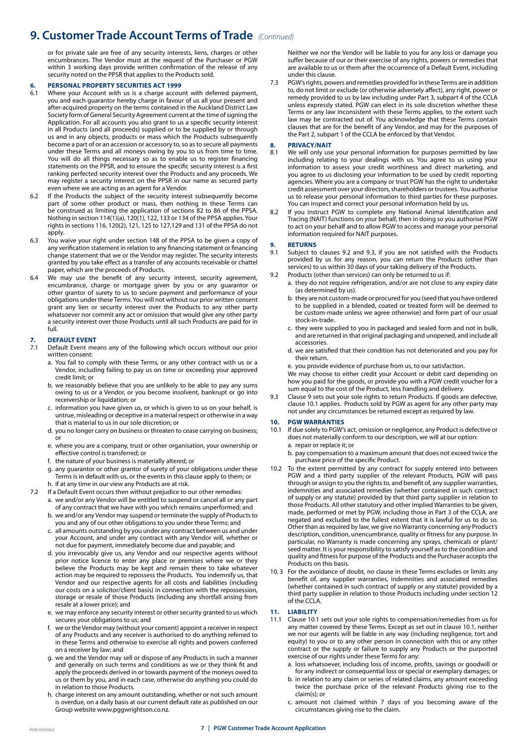# 9. Customer Trade Account Terms of Trade *(Continued)*

or for private sale are free of any security interests, liens, charges or other encumbrances. The Vendor must at the request of the Purchaser or PGW within 3 working days provide written confirmation of the release of any security noted on the PPSR that applies to the Products sold.

## 6. PERSONAL PROPERTY SECURITIES ACT 1999

6.1 Where your Account with us is a charge account with deferred payment, you and each guarantor hereby charge in favour of us all your present and after-acquired property on the terms contained in the Auckland District Law Society form of General Security Agreement current at the time of signing the Application. For all accounts you also grant to us a specific security interest in all Products (and all proceeds) supplied or to be supplied by or through us and in any objects, products or mass which the Products subsequently become a part of or an accession or accessory to, so as to secure all payments under these Terms and all moneys owing by you to us from time to time. You will do all things necessary so as to enable us to register financing statements on the PPSR, and to ensure the specific security interest is a first ranking perfected security interest over the Products and any proceeds. We may register a security interest on the PPSR in our name as secured party even where we are acting as an agent for a Vendor.

6.2 If the Products the subject of the security interest subsequently become part of some other product or mass, then nothing in these Terms can be construed as limiting the application of sections 82 to 86 of the PPSA. Nothing in section 114(1)(a), 120(1), 122, 133 or 134 of the PPSA applies. Your rights in sections 116, 120(2), 121, 125 to 127,129 and 131 of the PPSA do not apply.

6.3 You waive your right under section 148 of the PPSA to be given a copy of any verification statement in relation to any financing statement or financing change statement that we or the Vendor may register. The security interests granted by you take effect as a transfer of any accounts receivable or chattel paper, which are the proceeds of Products.

6.4 We may use the benefit of any security interest, security agreement, encumbrance, charge or mortgage given by you or any guarantor or other grantor of surety to us to secure payment and performance of your obligations under these Terms. You will not without our prior written consent grant any lien or security interest over the Products to any other party whatsoever nor commit any act or omission that would give any other party a security interest over those Products until all such Products are paid for in full.

## 7. DEFAULT EVENT

7.1 Default Event means any of the following which occurs without our prior written consent:

a. You fail to comply with these Terms, or any other contract with us or a Vendor, including failing to pay us on time or exceeding your approved credit limit; or

b. we reasonably believe that you are unlikely to be able to pay any sums owing to us or a Vendor, or you become insolvent, bankrupt or go into receivership or liquidation; or

c. information you have given us, or which is given to us on your behalf, is untrue, misleading or deceptive in a material respect or otherwise in a way that is material to us in our sole discretion; or

d. you no longer carry on business or threaten to cease carrying on business; or

e. where you are a company, trust or other organisation, your ownership or effective control is transferred; or

f. the nature of your business is materially altered; or

g. any guarantor or other grantor of surety of your obligations under these Terms is in default with us, or the events in this clause apply to them; or

h. if at any time in our view any Products are at risk.

7.2 If a Default Event occurs then without prejudice to our other remedies:

a. we and/or any Vendor will be entitled to suspend or cancel all or any part of any contract that we have with you which remains unperformed; and

b. we and/or any Vendor may suspend or terminate the supply of Products to you and any of our other obligations to you under these Terms; and

c. all amounts outstanding by you under any contract between us and under your Account, and under any contract with any Vendor will, whether or not due for payment, immediately become due and payable; and

d. you irrevocably give us, any Vendor and our respective agents without prior notice licence to enter any place or premises where we or they believe the Products may be kept and remain there to take whatever action may be required to repossess the Products. You indemnify us, that Vendor and our respective agents for all costs and liabilities (including our costs on a solicitor/client basis) in connection with the repossession, storage or resale of those Products (including any shortfall arising from resale at a lower price); and

e. we may enforce any security interest or other security granted to us which secures your obligations to us; and

f. we or the Vendor may (without your consent) appoint a receiver in respect of any Products and any receiver is authorised to do anything referred to in these Terms and otherwise to exercise all rights and powers conferred on a receiver by law; and

g. we and the Vendor may sell or dispose of any Products in such a manner and generally on such terms and conditions as we or they think fit and apply the proceeds derived in or towards payment of the moneys owed to us or them by you, and in each case, otherwise do anything you could do in relation to those Products.

h. charge interest on any amount outstanding, whether or not such amount is overdue, on a daily basis at our current default rate as published on our Group website www.pggwrightson.co.nz.

Neither we nor the Vendor will be liable to you for any loss or damage you suffer because of our or their exercise of any rights, powers or remedies that are available to us or them after the occurrence of a Default Event, including under this clause.

7.3 PGW's rights, powers and remedies provided for in these Terms are in addition to, do not limit or exclude (or otherwise adversely affect), any right, power or remedy provided to us by law including under Part 3, subpart 4 of the CCLA unless expressly stated. PGW can elect in its sole discretion whether these Terms or any law inconsistent with these Terms applies, to the extent such law may be contracted out of. You acknowledge that these Terms contain clauses that are for the benefit of any Vendor, and may for the purposes of the Part 2, subpart 1 of the CCLA be enforced by that Vendor.

## 8. PRIVACY/NAIT

8.1 We will only use your personal information for purposes permitted by law including relating to your dealings with us. You agree to us using your information to assess your credit worthiness and direct marketing, and you agree to us disclosing your information to be used by credit reporting agencies. Where you are a company or trust PGW has the right to undertake credit assessment over your directors, shareholders or trustees. You authorise us to release your personal information to third parties for these purposes. You can inspect and correct your personal information held by us.

8.2 If you instruct PGW to complete any National Animal Identification and Tracing (NAIT) functions on your behalf, then in doing so you authorise PGW to act on your behalf and to allow PGW to access and manage your personal information required for NAIT purposes.

## 9. RETURNS

9.1 Subject to clauses 9.2 and 9.3, if you are not satisfied with the Products provided by us for any reason, you can return the Products (other than services) to us within 30 days of your taking delivery of the Products.

9.2 Products (other than services) can only be returned to us if:

a. they do not require refrigeration, and/or are not close to any expiry date (as determined by us).

b. they are not custom-made or procured for you (seed that you have ordered to be supplied in a blended, coated or treated form will be deemed to be custom-made unless we agree otherwise) and form part of our usual stock-in-trade.

c. they were supplied to you in packaged and sealed form and not in bulk, and are returned in their original packaging and unopened, and include all accessories.

d. we are satisfied that their condition has not deteriorated and you pay for their return.

e. you provide evidence of purchase from us, to our satisfaction.

We may choose to either credit your Account or debit card depending on how you paid for the goods, or provide you with a PGW credit voucher for a sum equal to the cost of the Product, less handling and delivery.

9.3 Clause 9 sets out your sole rights to return Products. If goods are defective, clause 10.1 applies. Products sold by PGW as agent for any other party may not under any circumstances be returned except as required by law.

## 10. PGW WARRANTIES

10.1 If due solely to PGW's act, omission or negligence, any Product is defective or does not materially conform to our description, we will at our option:

a. repair or replace it; or

b. pay compensation to a maximum amount that does not exceed twice the purchase price of the specific Product.

10.2 To the extent permitted by any contract for supply entered into between PGW and a third party supplier of the relevant Products, PGW will pass through or assign to you the rights to, and benefit of, any supplier warranties, indemnities and associated remedies (whether contained in such contract of supply or any statute) provided by that third party supplier in relation to those Products. All other statutory and other implied Warranties to be given, made, performed or met by PGW, including those in Part 3 of the CCLA, are negated and excluded to the fullest extent that it is lawful for us to do so. Other than as required by law, we give no Warranty concerning any Product's description, condition, unencumbrance, quality or fitness for any purpose. In particular, no Warranty is made concerning any sprays, chemicals or plant/seed matter. It is your responsibility to satisfy yourself as to the condition and quality and fitness for purpose of the Products and the Purchaser accepts the Products on this basis.

10.3 For the avoidance of doubt, no clause in these Terms excludes or limits any benefit of, any supplier warranties, indemnities and associated remedies (whether contained in such contract of supply or any statute) provided by a third party supplier in relation to those Products including under section 12 of the CCLA.

## 11. LIABILITY

11.1 Clause 10.1 sets out your sole rights to compensation/remedies from us for any matter covered by these Terms. Except as set out in clause 10.1, neither we nor our agents will be liable in any way (including negligence, tort and equity) to you or to any other person in connection with this or any other contract or the supply or failure to supply any Products or the purported exercise of our rights under these Terms for any:

a. loss whatsoever, including loss of income, profits, savings or goodwill or for any indirect or consequential loss or special or exemplary damages; or

b. in relation to any claim or series of related claims, any amount exceeding twice the purchase price of the relevant Products giving rise to the claim(s); or

c. amount not claimed within 7 days of you becoming aware of the circumstances giving rise to the claim.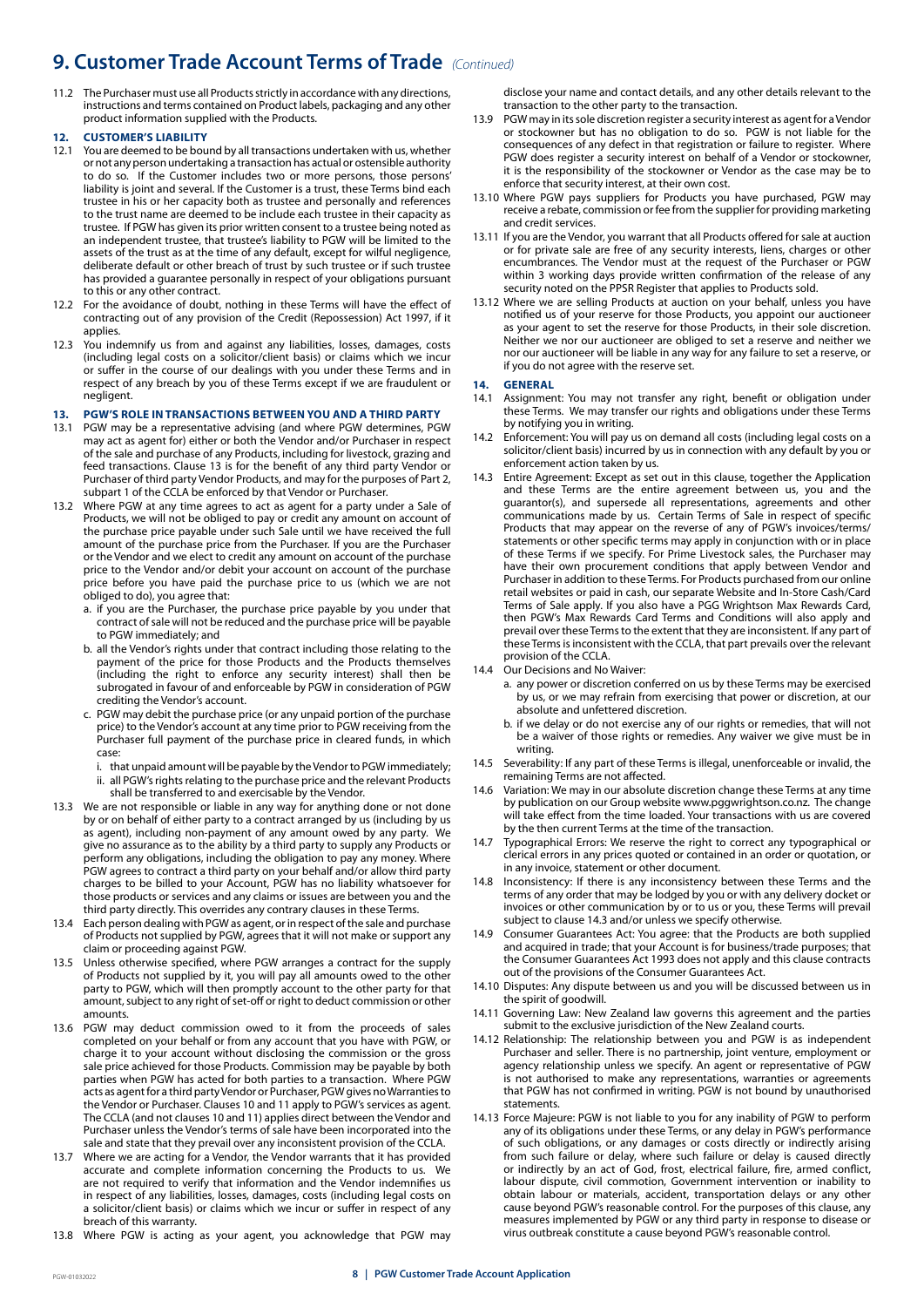# 9. Customer Trade Account Terms of Trade *(Continued)*

11.2 The Purchaser must use all Products strictly in accordance with any directions, instructions and terms contained on Product labels, packaging and any other product information supplied with the Products.

### 12. CUSTOMER'S LIABILITY

12.1 You are deemed to be bound by all transactions undertaken with us, whether or not any person undertaking a transaction has actual or ostensible authority to do so. If the Customer includes two or more persons, those persons' liability is joint and several. If the Customer is a trust, these Terms bind each trustee in his or her capacity both as trustee and personally and references to the trust name are deemed to be include each trustee in their capacity as trustee. If PGW has given its prior written consent to a trustee being noted as an independent trustee, that trustee's liability to PGW will be limited to the assets of the trust as at the time of any default, except for wilful negligence, deliberate default or other breach of trust by such trustee or if such trustee has provided a guarantee personally in respect of your obligations pursuant to this or any other contract.

12.2 For the avoidance of doubt, nothing in these Terms will have the effect of contracting out of any provision of the Credit (Repossession) Act 1997, if it applies.

12.3 You indemnify us from and against any liabilities, losses, damages, costs (including legal costs on a solicitor/client basis) or claims which we incur or suffer in the course of our dealings with you under these Terms and in respect of any breach by you of these Terms except if we are fraudulent or negligent.

### 13. PGW'S ROLE IN TRANSACTIONS BETWEEN YOU AND A THIRD PARTY

13.1 PGW may be a representative advising (and where PGW determines, PGW may act as agent for) either or both the Vendor and/or Purchaser in respect of the sale and purchase of any Products, including for livestock, grazing and feed transactions. Clause 13 is for the benefit of any third party Vendor or Purchaser of third party Vendor Products, and may for the purposes of Part 2, subpart 1 of the CCLA be enforced by that Vendor or Purchaser.

13.2 Where PGW at any time agrees to act as agent for a party under a Sale of Products, we will not be obliged to pay or credit any amount on account of the purchase price payable under such Sale until we have received the full amount of the purchase price from the Purchaser. If you are the Purchaser or the Vendor and we elect to credit any amount on account of the purchase price to the Vendor and/or debit your account on account of the purchase price before you have paid the purchase price to us (which we are not obliged to do), you agree that:

a. if you are the Purchaser, the purchase price payable by you under that contract of sale will not be reduced and the purchase price will be payable to PGW immediately; and

b. all the Vendor's rights under that contract including those relating to the payment of the price for those Products and the Products themselves (including the right to enforce any security interest) shall then be subrogated in favour of and enforceable by PGW in consideration of PGW crediting the Vendor's account.

c. PGW may debit the purchase price (or any unpaid portion of the purchase price) to the Vendor's account at any time prior to PGW receiving from the Purchaser full payment of the purchase price in cleared funds, in which case:

i. that unpaid amount will be payable by the Vendor to PGW immediately;

ii. all PGW's rights relating to the purchase price and the relevant Products shall be transferred to and exercisable by the Vendor.

13.3 We are not responsible or liable in any way for anything done or not done by or on behalf of either party to a contract arranged by us (including by us as agent), including non-payment of any amount owed by any party. We give no assurance as to the ability by a third party to supply any Products or perform any obligations, including the obligation to pay any money. Where PGW agrees to contract a third party on your behalf and/or allow third party charges to be billed to your Account, PGW has no liability whatsoever for those products or services and any claims or issues are between you and the third party directly. This overrides any contrary clauses in these Terms.

13.4 Each person dealing with PGW as agent, or in respect of the sale and purchase of Products not supplied by PGW, agrees that it will not make or support any claim or proceeding against PGW.

13.5 Unless otherwise specified, where PGW arranges a contract for the supply of Products not supplied by it, you will pay all amounts owed to the other party to PGW, which will then promptly account to the other party for that amount, subject to any right of set-off or right to deduct commission or other amounts.

13.6 PGW may deduct commission owed to it from the proceeds of sales completed on your behalf or from any account that you have with PGW, or charge it to your account without disclosing the commission or the gross sale price achieved for those Products. Commission may be payable by both parties when PGW has acted for both parties to a transaction. Where PGW acts as agent for a third party Vendor or Purchaser, PGW gives no Warranties to the Vendor or Purchaser. Clauses 10 and 11 apply to PGW's services as agent. The CCLA (and not clauses 10 and 11) applies direct between the Vendor and Purchaser unless the Vendor's terms of sale have been incorporated into the sale and state that they prevail over any inconsistent provision of the CCLA.

13.7 Where we are acting for a Vendor, the Vendor warrants that it has provided accurate and complete information concerning the Products to us. We are not required to verify that information and the Vendor indemnifies us in respect of any liabilities, losses, damages, costs (including legal costs on a solicitor/client basis) or claims which we incur or suffer in respect of any breach of this warranty.

13.8 Where PGW is acting as your agent, you acknowledge that PGW may disclose your name and contact details, and any other details relevant to the transaction to the other party to the transaction.

13.9 PGW may in its sole discretion register a security interest as agent for a Vendor or stockowner but has no obligation to do so. PGW is not liable for the consequences of any defect in that registration or failure to register. Where PGW does register a security interest on behalf of a Vendor or stockowner, it is the responsibility of the stockowner or Vendor as the case may be to enforce that security interest, at their own cost.

13.10 Where PGW pays suppliers for Products you have purchased, PGW may receive a rebate, commission or fee from the supplier for providing marketing and credit services.

13.11 If you are the Vendor, you warrant that all Products offered for sale at auction or for private sale are free of any security interests, liens, charges or other encumbrances. The Vendor must at the request of the Purchaser or PGW within 3 working days provide written confirmation of the release of any security noted on the PPSR Register that applies to Products sold.

13.12 Where we are selling Products at auction on your behalf, unless you have notified us of your reserve for those Products, you appoint our auctioneer as your agent to set the reserve for those Products, in their sole discretion. Neither we nor our auctioneer are obliged to set a reserve and neither we nor our auctioneer will be liable in any way for any failure to set a reserve, or if you do not agree with the reserve set.

### 14. GENERAL

14.1 Assignment: You may not transfer any right, benefit or obligation under these Terms. We may transfer our rights and obligations under these Terms by notifying you in writing.

14.2 Enforcement: You will pay us on demand all costs (including legal costs on a solicitor/client basis) incurred by us in connection with any default by you or enforcement action taken by us.

14.3 Entire Agreement: Except as set out in this clause, together the Application and these Terms are the entire agreement between us, you and the guarantor(s), and supersede all representations, agreements and other communications made by us. Certain Terms of Sale of Products that may appear on the reverse of any of PGW's invoices/terms/statements or other specific terms may apply in conjunction with or in place of these Terms if we specify. For Prime Livestock sales, the Purchaser may have their own procurement conditions that apply between Vendor and Purchaser in addition to these Terms. For Products purchased from our online retail websites or paid in cash, our separate Website and In-Store Cash/Card Terms of Sale apply. If you also have a PGG Wrightson Max Rewards Card, then PGW's Max Rewards Card Terms and Conditions will also apply and prevail over these Terms to the extent that they are inconsistent. If any part of these Terms is inconsistent with the CCLA, that part prevails over the relevant provision of the CCLA.

14.4 Our Decisions and No Waiver:

a. any power or discretion conferred on us by these Terms may be exercised by us, or we may refrain from exercising that power or discretion, at our absolute and unfettered discretion.

b. if we delay or do not exercise any of our rights or remedies, that will not be a waiver of those rights or remedies. Any waiver we give must be in writing.

14.5 Severability: If any part of these Terms is illegal, unenforceable or invalid, the remaining Terms are not affected.

14.6 Variation: We may in our absolute discretion change these Terms at any time by publication on our Group website www.pggwrightson.co.nz. The change will take effect from the time loaded. Your transactions with us are covered by the then current Terms at the time of the transaction.

14.7 Typographical Errors: We reserve the right to correct any typographical or clerical errors in any prices quoted or contained in an order or quotation, or in any invoice, statement or other document.

14.8 Inconsistency: If there is any inconsistency between these Terms and the terms of any order that may be lodged by you or with any delivery docket or invoices or other communication by or to us or you, these Terms will prevail subject to clause 14.3 and/or unless we specify otherwise.

14.9 Consumer Guarantees Act: You agree: that the Products are both supplied and acquired in trade; that your Account is for business/trade purposes; that the Consumer Guarantees Act 1993 does not apply and this clause contracts out of the provisions of the Consumer Guarantees Act.

14.10 Disputes: Any dispute between us and you will be discussed between us in the spirit of goodwill.

14.11 Governing Law: New Zealand law governs this agreement and the parties submit to the exclusive jurisdiction of the New Zealand courts.

14.12 Relationship: The relationship between you and PGW is as independent Purchaser and seller. There is no partnership, joint venture, employment or agency relationship unless we specify. An agent or representative of PGW is not authorised to make any representations, warranties or agreements that PGW has not confirmed in writing. PGW is not bound by unauthorised statements.

14.13 Force Majeure: PGW is not liable to you for any inability of PGW to perform any of its obligations under these Terms, or any delay in PGW's performance of such obligations, or any damages or costs directly or indirectly arising from such failure or delay, where such failure or delay is caused directly or indirectly by an act of God, frost, electrical failure, fire, armed conflict, labour dispute, civil commotion, Government intervention or inability to obtain labour or materials, accident, transportation delays or any other cause beyond PGW's reasonable control. For the purposes of this clause, any measures implemented by PGW or any third party in response to disease or virus outbreak constitute a cause beyond PGW's reasonable control.